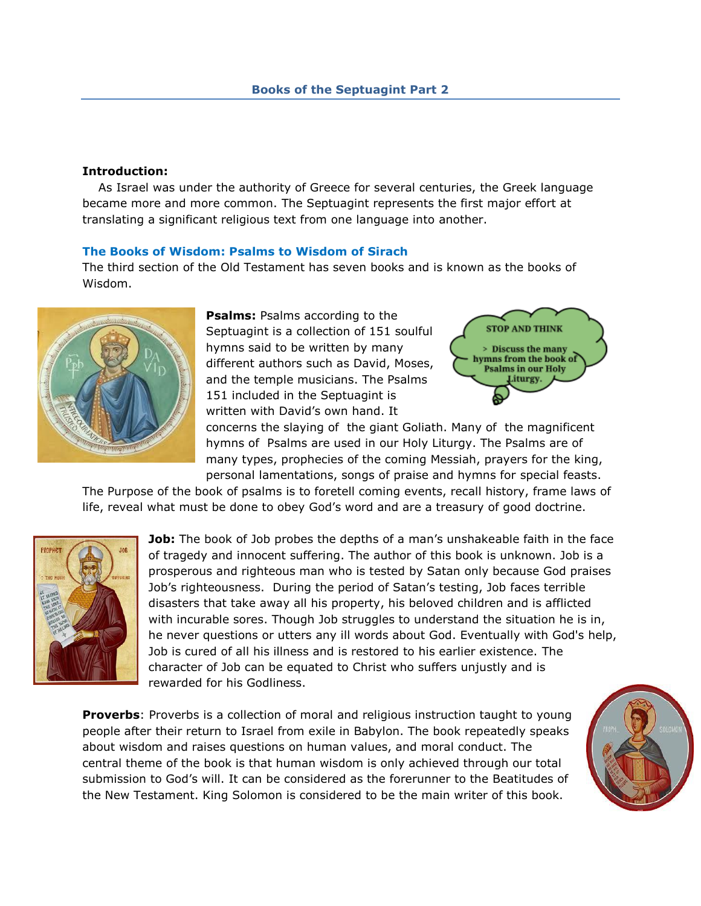## Books of the Septuagint Part 2

**Introduction:**

As Israel was under the authority of Greece for several centuries, the Greek language became more and more common. The Septuagint represents the first major effort at translating a significant religious text from one language into another.

### The Books of Wisdom: Psalms to Wisdom of Sirach

The third section of the Old Testament has seven books and is known as the books of Wisdom.

**Psalms:** Psalms according to the Septuagint is a collection of 151 soulful hymns said to be written by many different authors such as David, Moses, and the temple musicians. The Psalms 151 included in the Septuagint is written with David's own hand. It concerns the slaying of the giant Goliath. Many of the magnificent hymns of Psalms are used in our Holy Liturgy. The Psalms are of many types, prophecies of the coming Messiah, prayers for the king, personal lamentations, songs of praise and hymns for special feasts. The Purpose of the book of psalms is to foretell coming events, recall history, frame laws of life, reveal what must be done to obey God's word and are a treasury of good doctrine.

**STOP AND THINK**

> Discuss the many hymns from the book of Psalms in our Holy Liturgy.

**Job:** The book of Job probes the depths of a man's unshakeable faith in the face of tragedy and innocent suffering. The author of this book is unknown. Job is a prosperous and righteous man who is tested by Satan only because God praises Job's righteousness. During the period of Satan's testing, Job faces terrible disasters that take away all his property, his beloved children and is afflicted with incurable sores. Though Job struggles to understand the situation he is in, he never questions or utters any ill words about God. Eventually with God's help, Job is cured of all his illness and is restored to his earlier existence. The character of Job can be equated to Christ who suffers unjustly and is rewarded for his Godliness.

**Proverbs**: Proverbs is a collection of moral and religious instruction taught to young people after their return to Israel from exile in Babylon. The book repeatedly speaks about wisdom and raises questions on human values, and moral conduct. The central theme of the book is that human wisdom is only achieved through our total submission to God's will. It can be considered as the forerunner to the Beatitudes of the New Testament. King Solomon is considered to be the main writer of this book.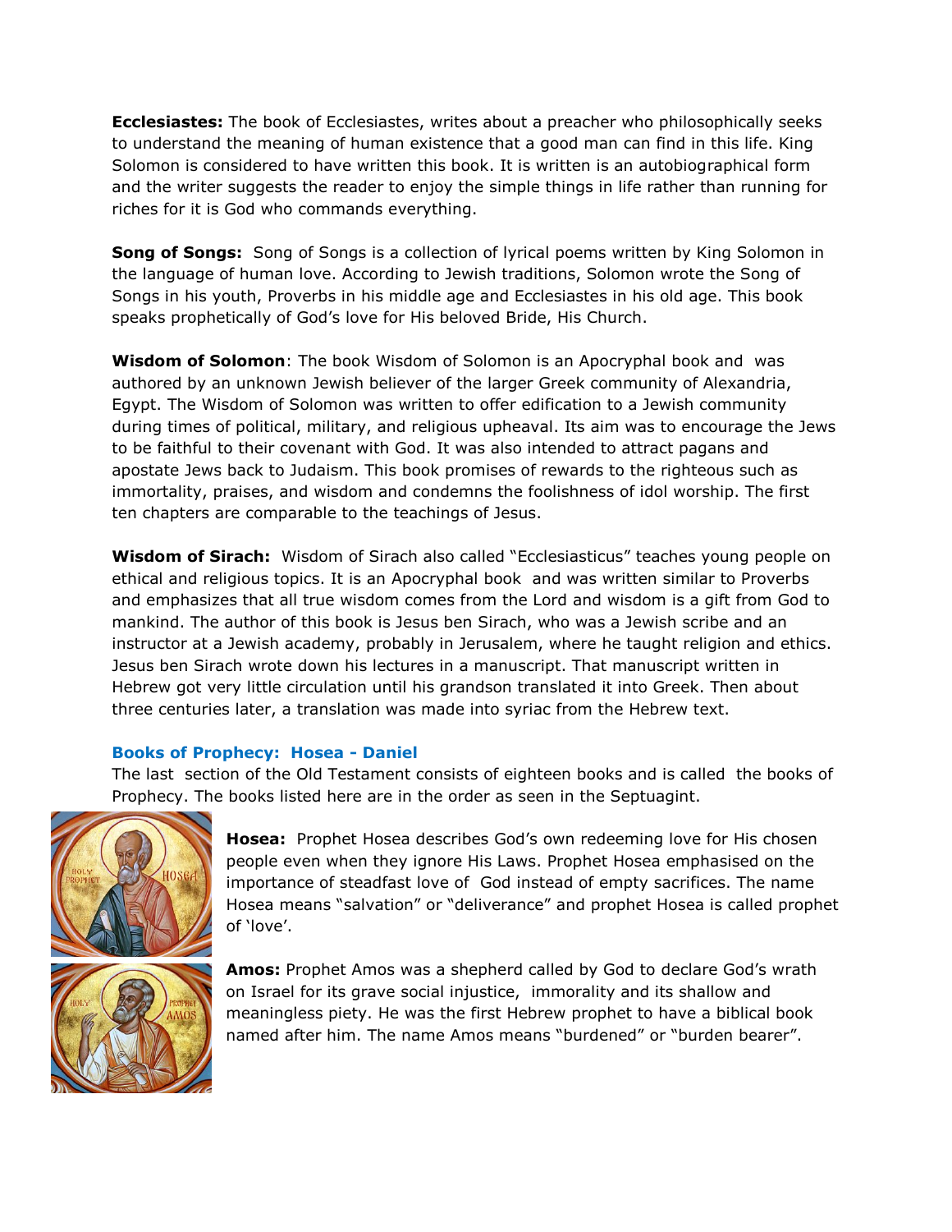**Ecclesiastes:** The book of Ecclesiastes, writes about a preacher who philosophically seeks to understand the meaning of human existence that a good man can find in this life. King Solomon is considered to have written this book. It is written is an autobiographical form and the writer suggests the reader to enjoy the simple things in life rather than running for riches for it is God who commands everything.

**Song of Songs:** Song of Songs is a collection of lyrical poems written by King Solomon in the language of human love. According to Jewish traditions, Solomon wrote the Song of Songs in his youth, Proverbs in his middle age and Ecclesiastes in his old age. This book speaks prophetically of God's love for His beloved Bride, His Church.

**Wisdom of Solomon**: The book Wisdom of Solomon is an Apocryphal book and was authored by an unknown Jewish believer of the larger Greek community of Alexandria, Egypt. The Wisdom of Solomon was written to offer edification to a Jewish community during times of political, military, and religious upheaval. Its aim was to encourage the Jews to be faithful to their covenant with God. It was also intended to attract pagans and apostate Jews back to Judaism. This book promises of rewards to the righteous such as immortality, praises, and wisdom and condemns the foolishness of idol worship. The first ten chapters are comparable to the teachings of Jesus.

**Wisdom of Sirach:** Wisdom of Sirach also called "Ecclesiasticus" teaches young people on ethical and religious topics. It is an Apocryphal book and was written similar to Proverbs and emphasizes that all true wisdom comes from the Lord and wisdom is a gift from God to mankind. The author of this book is Jesus ben Sirach, who was a Jewish scribe and an instructor at a Jewish academy, probably in Jerusalem, where he taught religion and ethics. Jesus ben Sirach wrote down his lectures in a manuscript. That manuscript written in Hebrew got very little circulation until his grandson translated it into Greek. Then about three centuries later, a translation was made into syriac from the Hebrew text.

### Books of Prophecy: Hosea - Daniel

The last section of the Old Testament consists of eighteen books and is called the books of Prophecy. The books listed here are in the order as seen in the Septuagint.

**Hosea:** Prophet Hosea describes God's own redeeming love for His chosen people even when they ignore His Laws. Prophet Hosea emphasised on the importance of steadfast love of God instead of empty sacrifices. The name Hosea means "salvation" or "deliverance" and prophet Hosea is called prophet of 'love'.

**Amos:** Prophet Amos was a shepherd called by God to declare God's wrath on Israel for its grave social injustice, immorality and its shallow and meaningless piety. He was the first Hebrew prophet to have a biblical book named after him. The name Amos means "burdened" or "burden bearer".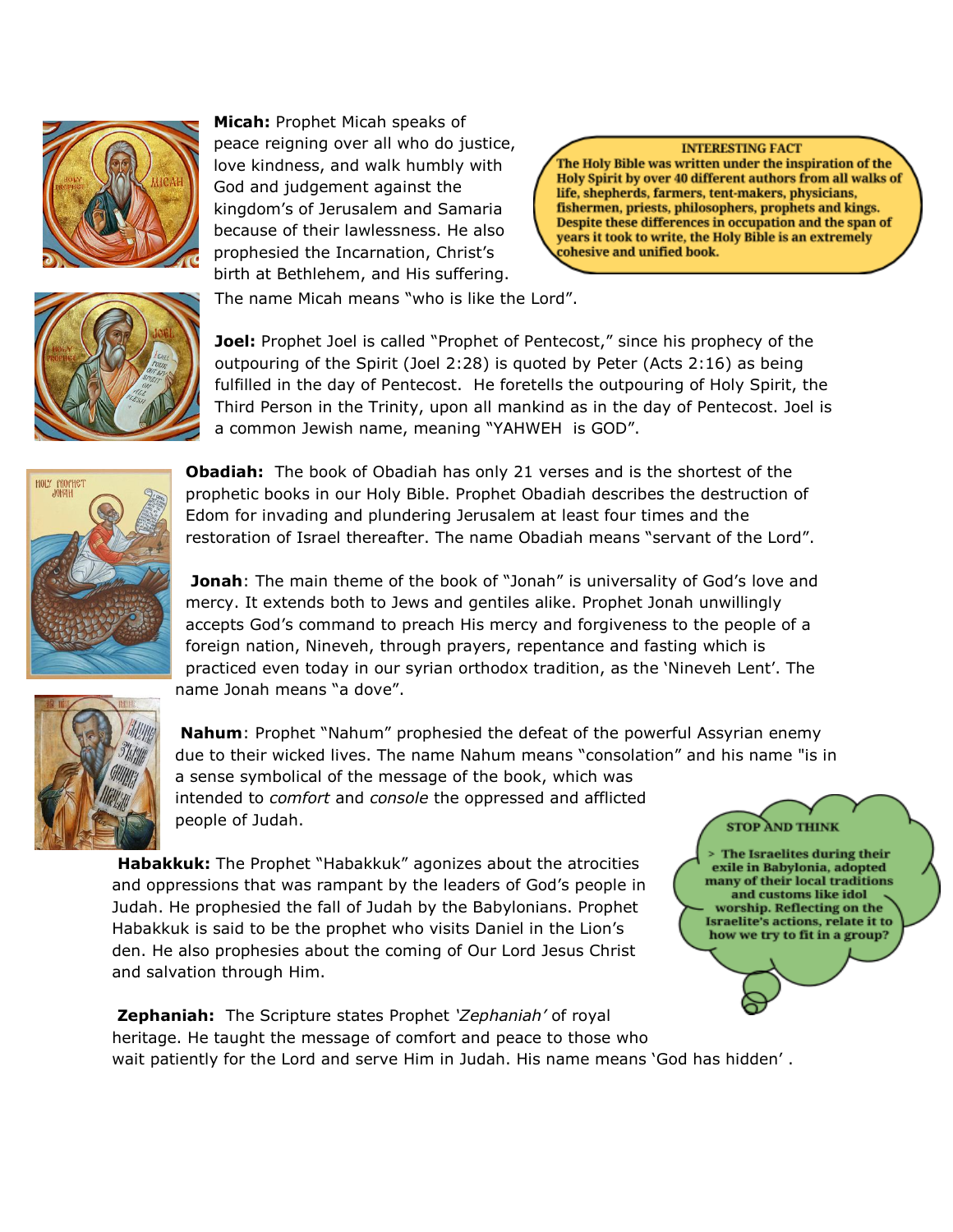**Micah:** Prophet Micah speaks of peace reigning over all who do justice, love kindness, and walk humbly with God and judgement against the kingdom's of Jerusalem and Samaria because of their lawlessness. He also prophesied the Incarnation, Christ's birth at Bethlehem, and His suffering. The name Micah means "who is like the Lord".

**INTERESTING FACT**

**The Holy Bible was written under the inspiration of the Holy Spirit by over 40 different authors from all walks of life, shepherds, farmers, tent-makers, physicians, fishermen, priests, philosophers, prophets and kings. Despite these differences in occupation and the span of years it took to write, the Holy Bible is an extremely cohesive and unified book.**

**Joel:** Prophet Joel is called "Prophet of Pentecost," since his prophecy of the outpouring of the Spirit (Joel 2:28) is quoted by Peter (Acts 2:16) as being fulfilled in the day of Pentecost. He foretells the outpouring of Holy Spirit, the Third Person in the Trinity, upon all mankind as in the day of Pentecost. Joel is a common Jewish name, meaning "YAHWEH is GOD".

**Obadiah:** The book of Obadiah has only 21 verses and is the shortest of the prophetic books in our Holy Bible. Prophet Obadiah describes the destruction of Edom for invading and plundering Jerusalem at least four times and the restoration of Israel thereafter. The name Obadiah means "servant of the Lord".

**Jonah**: The main theme of the book of "Jonah" is universality of God's love and mercy. It extends both to Jews and gentiles alike. Prophet Jonah unwillingly accepts God's command to preach His mercy and forgiveness to the people of a foreign nation, Nineveh, through prayers, repentance and fasting which is practiced even today in our syrian orthodox tradition, as the 'Nineveh Lent'. The name Jonah means "a dove".

**Nahum**: Prophet "Nahum" prophesied the defeat of the powerful Assyrian enemy due to their wicked lives. The name Nahum means "consolation" and his name "is in a sense symbolical of the message of the book, which was intended to *comfort* and *console* the oppressed and afflicted people of Judah.

**Habakkuk:** The Prophet "Habakkuk" agonizes about the atrocities and oppressions that was rampant by the leaders of God's people in Judah. He prophesied the fall of Judah by the Babylonians. Prophet Habakkuk is said to be the prophet who visits Daniel in the Lion's den. He also prophesies about the coming of Our Lord Jesus Christ and salvation through Him.

**STOP AND THINK**

**> The Israelites during their exile in Babylonia, adopted many of their local traditions and customs like idol worship. Reflecting on the Israelite's actions, relate it to how we try to fit in a group?**

**Zephaniah:** The Scripture states Prophet *'Zephaniah'* of royal heritage. He taught the message of comfort and peace to those who wait patiently for the Lord and serve Him in Judah. His name means 'God has hidden' .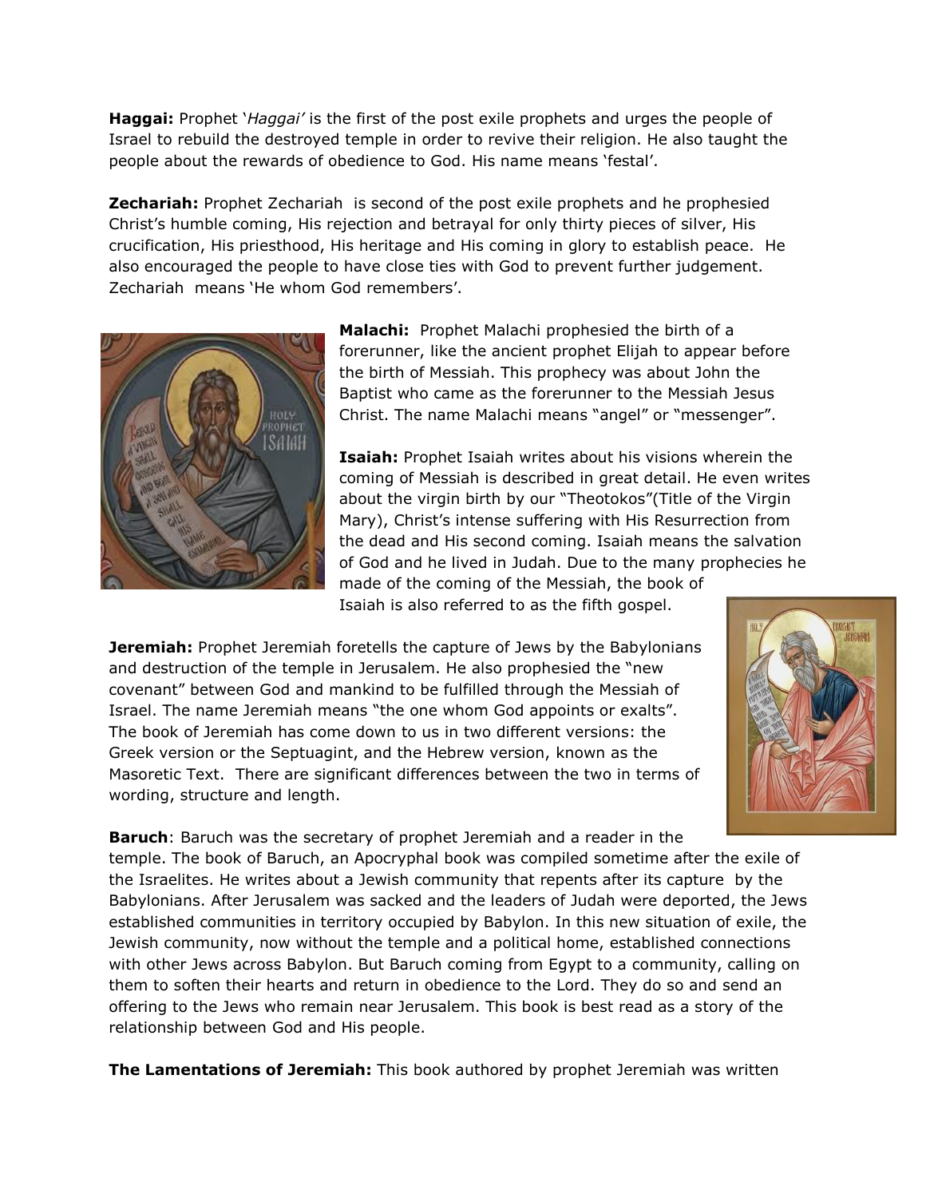**Haggai:** Prophet '*Haggai'* is the first of the post exile prophets and urges the people of Israel to rebuild the destroyed temple in order to revive their religion. He also taught the people about the rewards of obedience to God. His name means 'festal'.

**Zechariah:** Prophet Zechariah is second of the post exile prophets and he prophesied Christ's humble coming, His rejection and betrayal for only thirty pieces of silver, His crucification, His priesthood, His heritage and His coming in glory to establish peace. He also encouraged the people to have close ties with God to prevent further judgement. Zechariah means 'He whom God remembers'.

**Malachi:** Prophet Malachi prophesied the birth of a forerunner, like the ancient prophet Elijah to appear before the birth of Messiah. This prophecy was about John the Baptist who came as the forerunner to the Messiah Jesus Christ. The name Malachi means "angel" or "messenger".

**Isaiah:** Prophet Isaiah writes about his visions wherein the coming of Messiah is described in great detail. He even writes about the virgin birth by our "Theotokos"(Title of the Virgin Mary), Christ's intense suffering with His Resurrection from the dead and His second coming. Isaiah means the salvation of God and he lived in Judah. Due to the many prophecies he made of the coming of the Messiah, the book of Isaiah is also referred to as the fifth gospel.

**Jeremiah:** Prophet Jeremiah foretells the capture of Jews by the Babylonians and destruction of the temple in Jerusalem. He also prophesied the "new covenant" between God and mankind to be fulfilled through the Messiah of Israel. The name Jeremiah means "the one whom God appoints or exalts". The book of Jeremiah has come down to us in two different versions: the Greek version or the Septuagint, and the Hebrew version, known as the Masoretic Text. There are significant differences between the two in terms of wording, structure and length.

**Baruch**: Baruch was the secretary of prophet Jeremiah and a reader in the temple. The book of Baruch, an Apocryphal book was compiled sometime after the exile of the Israelites. He writes about a Jewish community that repents after its capture by the Babylonians. After Jerusalem was sacked and the leaders of Judah were deported, the Jews established communities in territory occupied by Babylon. In this new situation of exile, the Jewish community, now without the temple and a political home, established connections with other Jews across Babylon. But Baruch coming from Egypt to a community, calling on them to soften their hearts and return in obedience to the Lord. They do so and send an offering to the Jews who remain near Jerusalem. This book is best read as a story of the relationship between God and His people.

**The Lamentations of Jeremiah:** This book authored by prophet Jeremiah was written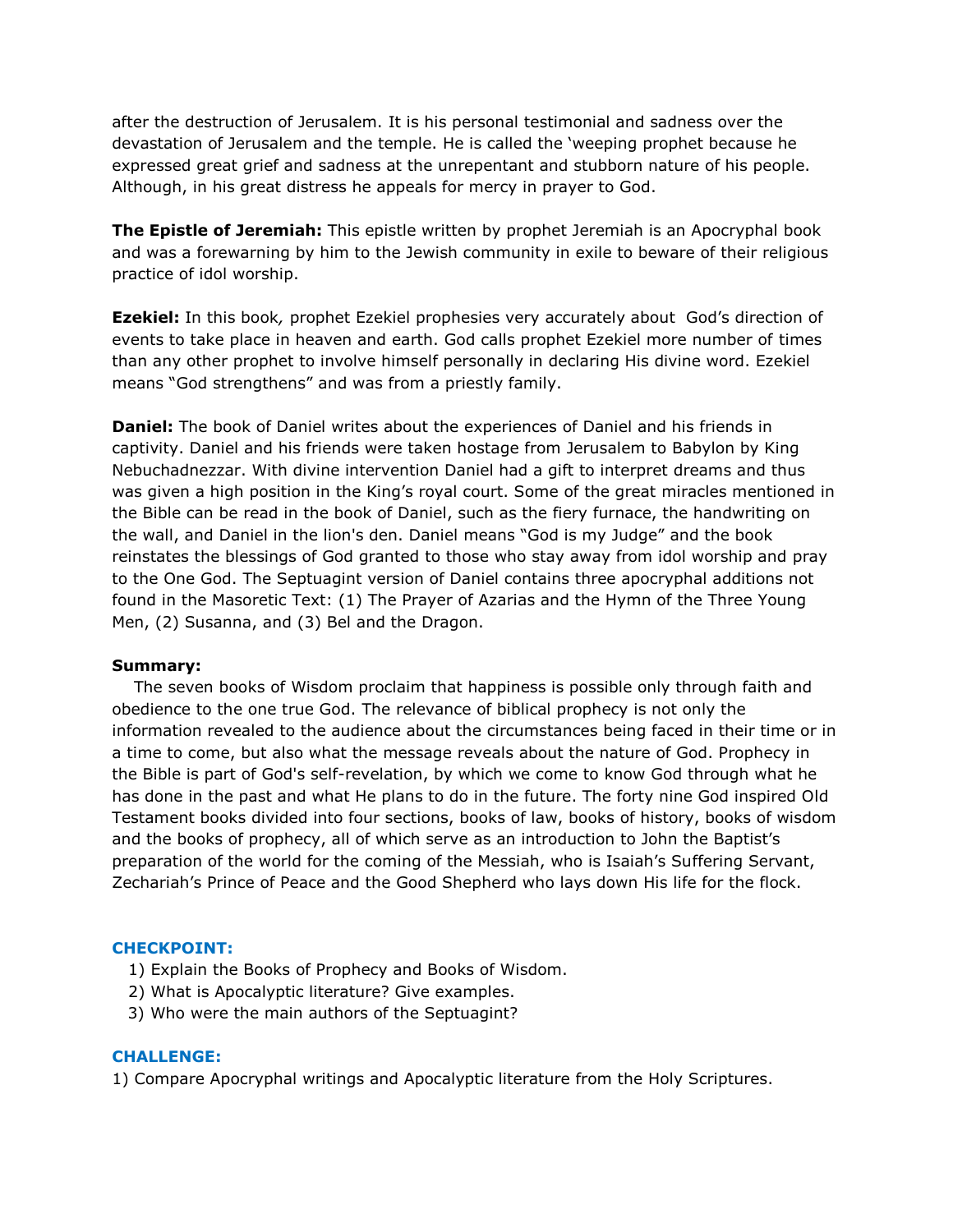after the destruction of Jerusalem. It is his personal testimonial and sadness over the devastation of Jerusalem and the temple. He is called the 'weeping prophet because he expressed great grief and sadness at the unrepentant and stubborn nature of his people. Although, in his great distress he appeals for mercy in prayer to God.

**The Epistle of Jeremiah:** This epistle written by prophet Jeremiah is an Apocryphal book and was a forewarning by him to the Jewish community in exile to beware of their religious practice of idol worship.

**Ezekiel:** In this book*,* prophet Ezekiel prophesies very accurately about God's direction of events to take place in heaven and earth. God calls prophet Ezekiel more number of times than any other prophet to involve himself personally in declaring His divine word. Ezekiel means "God strengthens" and was from a priestly family.

**Daniel:** The book of Daniel writes about the experiences of Daniel and his friends in captivity. Daniel and his friends were taken hostage from Jerusalem to Babylon by King Nebuchadnezzar. With divine intervention Daniel had a gift to interpret dreams and thus was given a high position in the King's royal court. Some of the great miracles mentioned in the Bible can be read in the book of Daniel, such as the fiery furnace, the handwriting on the wall, and Daniel in the lion's den. Daniel means "God is my Judge" and the book reinstates the blessings of God granted to those who stay away from idol worship and pray to the One God. The Septuagint version of Daniel contains three apocryphal additions not found in the Masoretic Text: (1) The Prayer of Azarias and the Hymn of the Three Young Men, (2) Susanna, and (3) Bel and the Dragon.

**Summary:**

The seven books of Wisdom proclaim that happiness is possible only through faith and obedience to the one true God. The relevance of biblical prophecy is not only the information revealed to the audience about the circumstances being faced in their time or in a time to come, but also what the message reveals about the nature of God. Prophecy in the Bible is part of God's self-revelation, by which we come to know God through what he has done in the past and what He plans to do in the future. The forty nine God inspired Old Testament books divided into four sections, books of law, books of history, books of wisdom and the books of prophecy, all of which serve as an introduction to John the Baptist's preparation of the world for the coming of the Messiah, who is Isaiah's Suffering Servant, Zechariah's Prince of Peace and the Good Shepherd who lays down His life for the flock.

### CHECKPOINT:

1) Explain the Books of Prophecy and Books of Wisdom.
2) What is Apocalyptic literature? Give examples.
3) Who were the main authors of the Septuagint?

### CHALLENGE:

1) Compare Apocryphal writings and Apocalyptic literature from the Holy Scriptures.